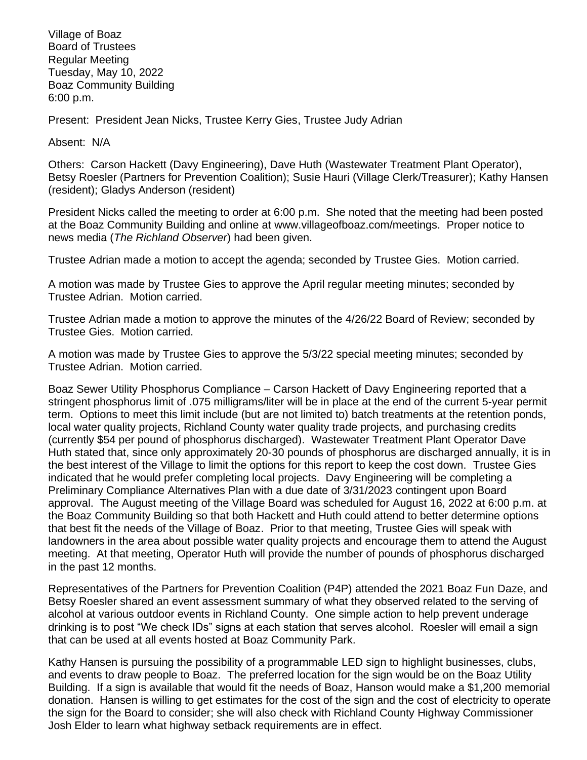Village of Boaz
Board of Trustees
Regular Meeting
Tuesday, May 10, 2022
Boaz Community Building
6:00 p.m.

Present: President Jean Nicks, Trustee Kerry Gies, Trustee Judy Adrian

Absent: N/A

Others: Carson Hackett (Davy Engineering), Dave Huth (Wastewater Treatment Plant Operator), Betsy Roesler (Partners for Prevention Coalition); Susie Hauri (Village Clerk/Treasurer); Kathy Hansen (resident); Gladys Anderson (resident)

President Nicks called the meeting to order at 6:00 p.m. She noted that the meeting had been posted at the Boaz Community Building and online at www.villageofboaz.com/meetings. Proper notice to news media (*The Richland Observer*) had been given.

Trustee Adrian made a motion to accept the agenda; seconded by Trustee Gies. Motion carried.

A motion was made by Trustee Gies to approve the April regular meeting minutes; seconded by Trustee Adrian. Motion carried.

Trustee Adrian made a motion to approve the minutes of the 4/26/22 Board of Review; seconded by Trustee Gies. Motion carried.

A motion was made by Trustee Gies to approve the 5/3/22 special meeting minutes; seconded by Trustee Adrian. Motion carried.

Boaz Sewer Utility Phosphorus Compliance – Carson Hackett of Davy Engineering reported that a stringent phosphorus limit of .075 milligrams/liter will be in place at the end of the current 5-year permit term. Options to meet this limit include (but are not limited to) batch treatments at the retention ponds, local water quality projects, Richland County water quality trade projects, and purchasing credits (currently $54 per pound of phosphorus discharged). Wastewater Treatment Plant Operator Dave Huth stated that, since only approximately 20-30 pounds of phosphorus are discharged annually, it is in the best interest of the Village to limit the options for this report to keep the cost down. Trustee Gies indicated that he would prefer completing local projects. Davy Engineering will be completing a Preliminary Compliance Alternatives Plan with a due date of 3/31/2023 contingent upon Board approval. The August meeting of the Village Board was scheduled for August 16, 2022 at 6:00 p.m. at the Boaz Community Building so that both Hackett and Huth could attend to better determine options that best fit the needs of the Village of Boaz. Prior to that meeting, Trustee Gies will speak with landowners in the area about possible water quality projects and encourage them to attend the August meeting. At that meeting, Operator Huth will provide the number of pounds of phosphorus discharged in the past 12 months.

Representatives of the Partners for Prevention Coalition (P4P) attended the 2021 Boaz Fun Daze, and Betsy Roesler shared an event assessment summary of what they observed related to the serving of alcohol at various outdoor events in Richland County. One simple action to help prevent underage drinking is to post "We check IDs" signs at each station that serves alcohol. Roesler will email a sign that can be used at all events hosted at Boaz Community Park.

Kathy Hansen is pursuing the possibility of a programmable LED sign to highlight businesses, clubs, and events to draw people to Boaz. The preferred location for the sign would be on the Boaz Utility Building. If a sign is available that would fit the needs of Boaz, Hanson would make a $1,200 memorial donation. Hansen is willing to get estimates for the cost of the sign and the cost of electricity to operate the sign for the Board to consider; she will also check with Richland County Highway Commissioner Josh Elder to learn what highway setback requirements are in effect.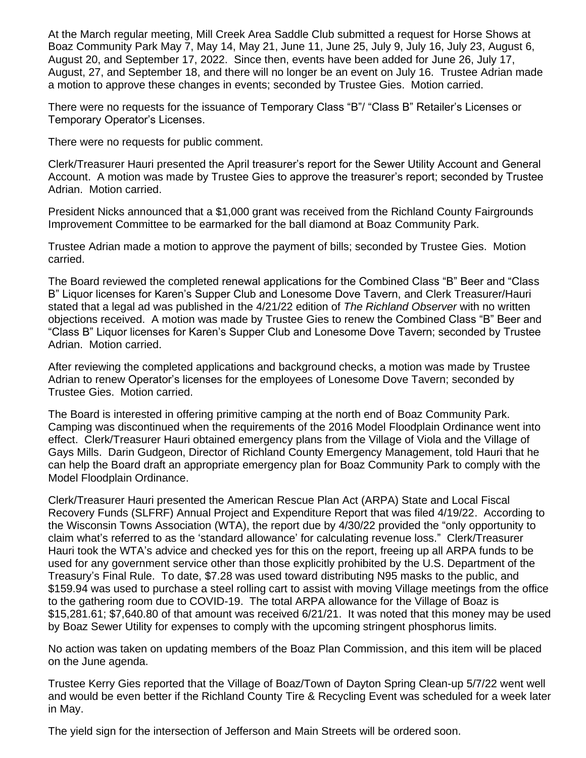At the March regular meeting, Mill Creek Area Saddle Club submitted a request for Horse Shows at Boaz Community Park May 7, May 14, May 21, June 11, June 25, July 9, July 16, July 23, August 6, August 20, and September 17, 2022. Since then, events have been added for June 26, July 17, August, 27, and September 18, and there will no longer be an event on July 16. Trustee Adrian made a motion to approve these changes in events; seconded by Trustee Gies. Motion carried.

There were no requests for the issuance of Temporary Class "B"/ "Class B" Retailer's Licenses or Temporary Operator's Licenses.

There were no requests for public comment.

Clerk/Treasurer Hauri presented the April treasurer's report for the Sewer Utility Account and General Account. A motion was made by Trustee Gies to approve the treasurer's report; seconded by Trustee Adrian. Motion carried.

President Nicks announced that a $1,000 grant was received from the Richland County Fairgrounds Improvement Committee to be earmarked for the ball diamond at Boaz Community Park.

Trustee Adrian made a motion to approve the payment of bills; seconded by Trustee Gies. Motion carried.

The Board reviewed the completed renewal applications for the Combined Class "B" Beer and "Class B" Liquor licenses for Karen's Supper Club and Lonesome Dove Tavern, and Clerk Treasurer/Hauri stated that a legal ad was published in the 4/21/22 edition of *The Richland Observer* with no written objections received. A motion was made by Trustee Gies to renew the Combined Class "B" Beer and "Class B" Liquor licenses for Karen's Supper Club and Lonesome Dove Tavern; seconded by Trustee Adrian. Motion carried.

After reviewing the completed applications and background checks, a motion was made by Trustee Adrian to renew Operator's licenses for the employees of Lonesome Dove Tavern; seconded by Trustee Gies. Motion carried.

The Board is interested in offering primitive camping at the north end of Boaz Community Park. Camping was discontinued when the requirements of the 2016 Model Floodplain Ordinance went into effect. Clerk/Treasurer Hauri obtained emergency plans from the Village of Viola and the Village of Gays Mills. Darin Gudgeon, Director of Richland County Emergency Management, told Hauri that he can help the Board draft an appropriate emergency plan for Boaz Community Park to comply with the Model Floodplain Ordinance.

Clerk/Treasurer Hauri presented the American Rescue Plan Act (ARPA) State and Local Fiscal Recovery Funds (SLFRF) Annual Project and Expenditure Report that was filed 4/19/22. According to the Wisconsin Towns Association (WTA), the report due by 4/30/22 provided the "only opportunity to claim what's referred to as the 'standard allowance' for calculating revenue loss." Clerk/Treasurer Hauri took the WTA's advice and checked yes for this on the report, freeing up all ARPA funds to be used for any government service other than those explicitly prohibited by the U.S. Department of the Treasury's Final Rule. To date, $7.28 was used toward distributing N95 masks to the public, and $159.94 was used to purchase a steel rolling cart to assist with moving Village meetings from the office to the gathering room due to COVID-19. The total ARPA allowance for the Village of Boaz is $15,281.61; $7,640.80 of that amount was received 6/21/21. It was noted that this money may be used by Boaz Sewer Utility for expenses to comply with the upcoming stringent phosphorus limits.

No action was taken on updating members of the Boaz Plan Commission, and this item will be placed on the June agenda.

Trustee Kerry Gies reported that the Village of Boaz/Town of Dayton Spring Clean-up 5/7/22 went well and would be even better if the Richland County Tire & Recycling Event was scheduled for a week later in May.

The yield sign for the intersection of Jefferson and Main Streets will be ordered soon.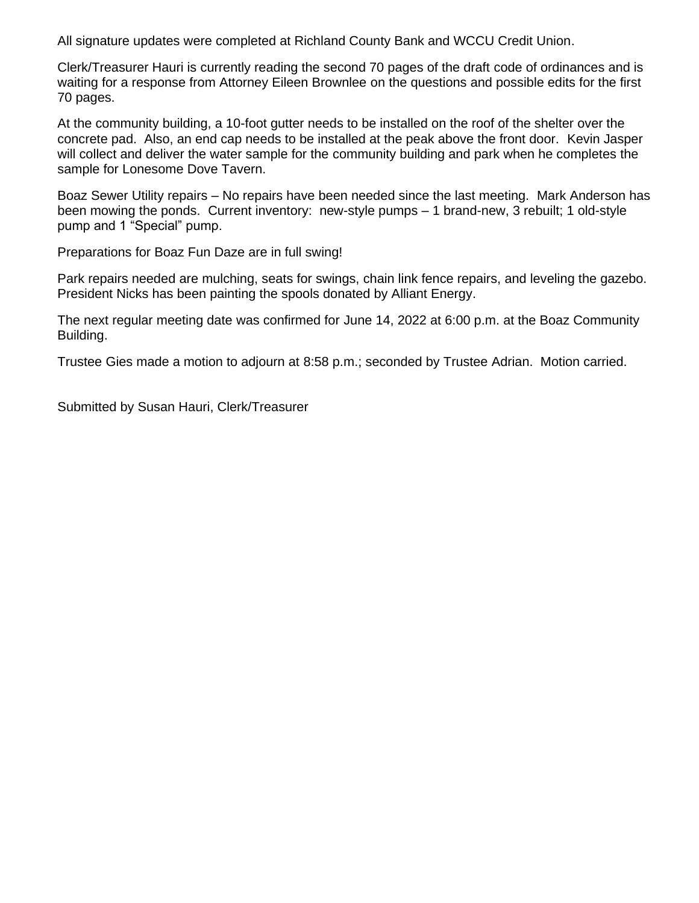All signature updates were completed at Richland County Bank and WCCU Credit Union.

Clerk/Treasurer Hauri is currently reading the second 70 pages of the draft code of ordinances and is waiting for a response from Attorney Eileen Brownlee on the questions and possible edits for the first 70 pages.

At the community building, a 10-foot gutter needs to be installed on the roof of the shelter over the concrete pad. Also, an end cap needs to be installed at the peak above the front door. Kevin Jasper will collect and deliver the water sample for the community building and park when he completes the sample for Lonesome Dove Tavern.

Boaz Sewer Utility repairs – No repairs have been needed since the last meeting. Mark Anderson has been mowing the ponds. Current inventory: new-style pumps – 1 brand-new, 3 rebuilt; 1 old-style pump and 1 "Special" pump.

Preparations for Boaz Fun Daze are in full swing!

Park repairs needed are mulching, seats for swings, chain link fence repairs, and leveling the gazebo. President Nicks has been painting the spools donated by Alliant Energy.

The next regular meeting date was confirmed for June 14, 2022 at 6:00 p.m. at the Boaz Community Building.

Trustee Gies made a motion to adjourn at 8:58 p.m.; seconded by Trustee Adrian. Motion carried.

Submitted by Susan Hauri, Clerk/Treasurer